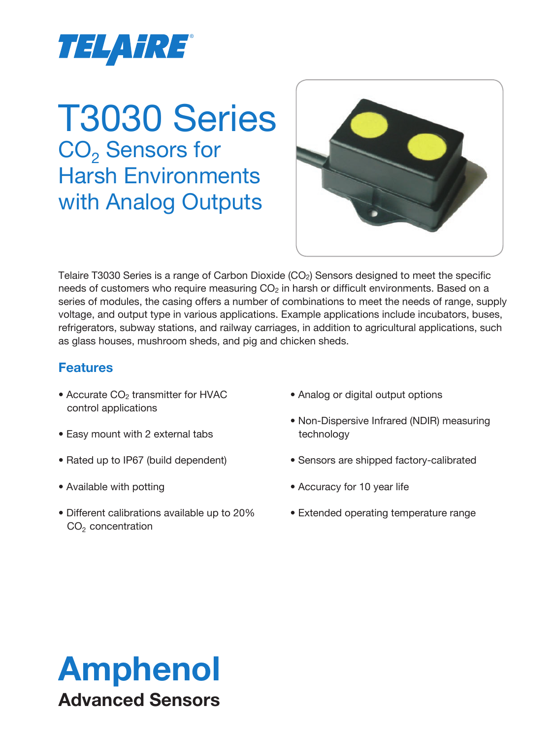TELAIRE®

# T3030 Series

## $CO_2$ Sensors for Harsh Environments with Analog Outputs

Telaire T3030 Series is a range of Carbon Dioxide ($CO_2$) Sensors designed to meet the specific needs of customers who require measuring $CO_2$ in harsh or difficult environments. Based on a series of modules, the casing offers a number of combinations to meet the needs of range, supply voltage, and output type in various applications. Example applications include incubators, buses, refrigerators, subway stations, and railway carriages, in addition to agricultural applications, such as glass houses, mushroom sheds, and pig and chicken sheds.

### Features

- Accurate $CO_2$ transmitter for HVAC control applications
- Easy mount with 2 external tabs
- Rated up to IP67 (build dependent)
- Available with potting
- Different calibrations available up to 20% $CO_2$ concentration
- Analog or digital output options
- Non-Dispersive Infrared (NDIR) measuring technology
- Sensors are shipped factory-calibrated
- Accuracy for 10 year life
- Extended operating temperature range

**Amphenol**
**Advanced Sensors**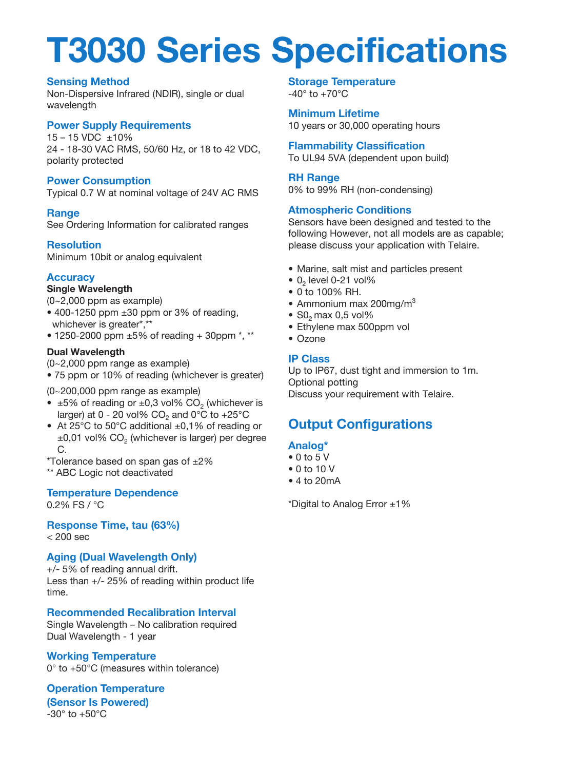# T3030 Series Specifications

### Sensing Method

Non-Dispersive Infrared (NDIR), single or dual wavelength

### Power Supply Requirements

15 – 15 VDC ±10%
24 - 18-30 VAC RMS, 50/60 Hz, or 18 to 42 VDC, polarity protected

### Power Consumption

Typical 0.7 W at nominal voltage of 24V AC RMS

### Range

See Ordering Information for calibrated ranges

### Resolution

Minimum 10bit or analog equivalent

### Accuracy

**Single Wavelength**

(0~2,000 ppm as example)

- 400-1250 ppm ±30 ppm or 3% of reading, whichever is greater*,**
- 1250-2000 ppm ±5% of reading + 30ppm *, **

**Dual Wavelength**

(0~2,000 ppm range as example)

- 75 ppm or 10% of reading (whichever is greater)

(0~200,000 ppm range as example)

- ±5% of reading or ±0,3 vol% $CO_2$ (whichever is larger) at 0 - 20 vol% $CO_2$ and 0°C to +25°C
- At 25°C to 50°C additional ±0,1% of reading or ±0,01 vol% $CO_2$ (whichever is larger) per degree C.

*Tolerance based on span gas of ±2%
** ABC Logic not deactivated

### Temperature Dependence

0.2% FS / °C

### Response Time, tau (63%)

< 200 sec

### Aging (Dual Wavelength Only)

+/- 5% of reading annual drift.
Less than +/- 25% of reading within product life time.

### Recommended Recalibration Interval

Single Wavelength – No calibration required
Dual Wavelength - 1 year

### Working Temperature

0° to +50°C (measures within tolerance)

### Operation Temperature (Sensor Is Powered)

-30° to +50°C

### Storage Temperature

-40° to +70°C

### Minimum Lifetime

10 years or 30,000 operating hours

### Flammability Classification

To UL94 5VA (dependent upon build)

### RH Range

0% to 99% RH (non-condensing)

### Atmospheric Conditions

Sensors have been designed and tested to the following However, not all models are as capable; please discuss your application with Telaire.

- Marine, salt mist and particles present
- $0_2$ level 0-21 vol%
- 0 to 100% RH.
- Ammonium max 200mg/$m^3$
- $S0_2$ max 0,5 vol%
- Ethylene max 500ppm vol
- Ozone

### IP Class

Up to IP67, dust tight and immersion to 1m.
Optional potting
Discuss your requirement with Telaire.

## Output Configurations

### Analog*

- 0 to 5 V
- 0 to 10 V
- 4 to 20mA

*Digital to Analog Error ±1%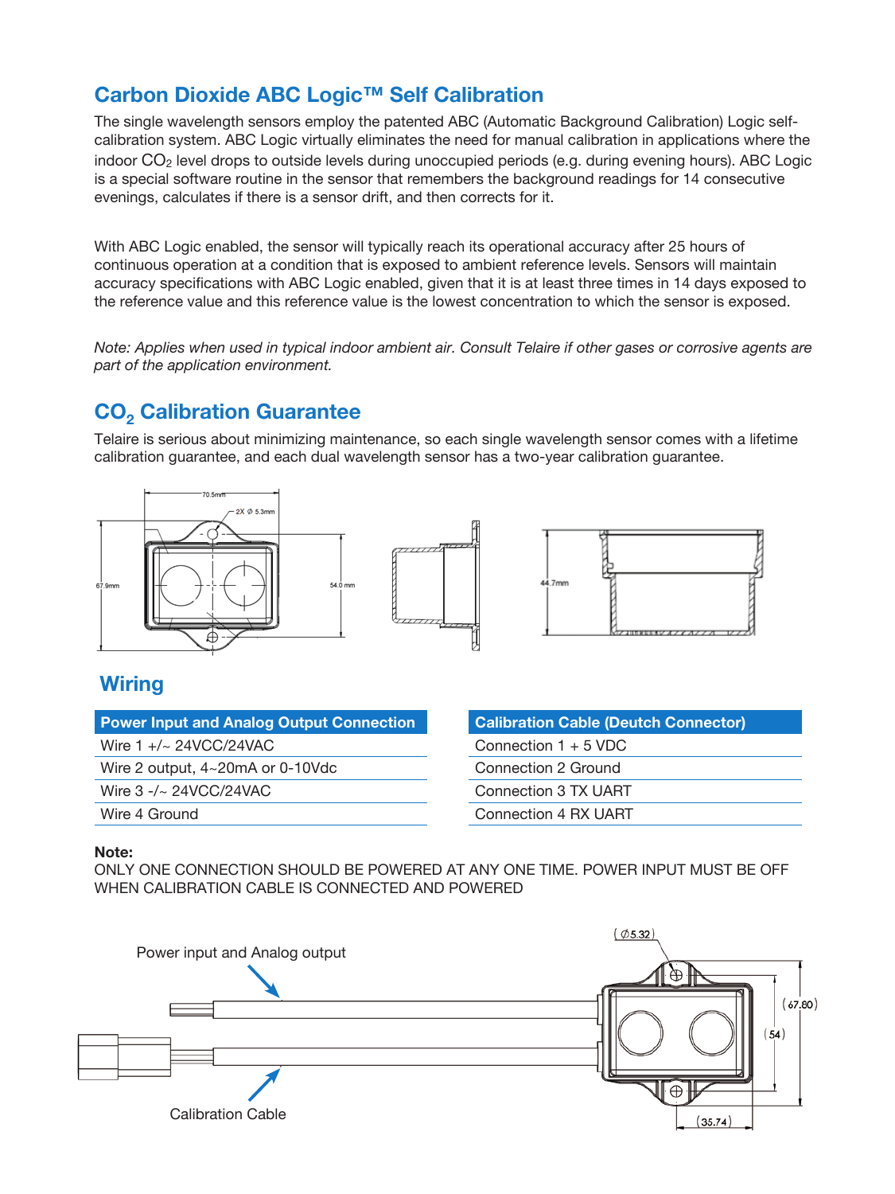## Carbon Dioxide ABC Logic™ Self Calibration

The single wavelength sensors employ the patented ABC (Automatic Background Calibration) Logic self-calibration system. ABC Logic virtually eliminates the need for manual calibration in applications where the indoor $CO_2$ level drops to outside levels during unoccupied periods (e.g. during evening hours). ABC Logic is a special software routine in the sensor that remembers the background readings for 14 consecutive evenings, calculates if there is a sensor drift, and then corrects for it.

With ABC Logic enabled, the sensor will typically reach its operational accuracy after 25 hours of continuous operation at a condition that is exposed to ambient reference levels. Sensors will maintain accuracy specifications with ABC Logic enabled, given that it is at least three times in 14 days exposed to the reference value and this reference value is the lowest concentration to which the sensor is exposed.

*Note: Applies when used in typical indoor ambient air. Consult Telaire if other gases or corrosive agents are part of the application environment.*

## $CO_2$ Calibration Guarantee

Telaire is serious about minimizing maintenance, so each single wavelength sensor comes with a lifetime calibration guarantee, and each dual wavelength sensor has a two-year calibration guarantee.

70.5mm
2X Ø 5.3mm
67.9mm
54.0 mm
44.7mm

## Wiring

| Power Input and Analog Output Connection |
|---|
| Wire 1 +/~ 24VCC/24VAC |
| Wire 2 output, 4~20mA or 0-10Vdc |
| Wire 3 -/~ 24VCC/24VAC |
| Wire 4 Ground |

| Calibration Cable (Deutch Connector) |
|---|
| Connection 1 + 5 VDC |
| Connection 2 Ground |
| Connection 3 TX UART |
| Connection 4 RX UART |

**Note:**
ONLY ONE CONNECTION SHOULD BE POWERED AT ANY ONE TIME. POWER INPUT MUST BE OFF WHEN CALIBRATION CABLE IS CONNECTED AND POWERED

Power input and Analog output

Calibration Cable

(Ø5.32)
(67.80)
(54)
(35.74)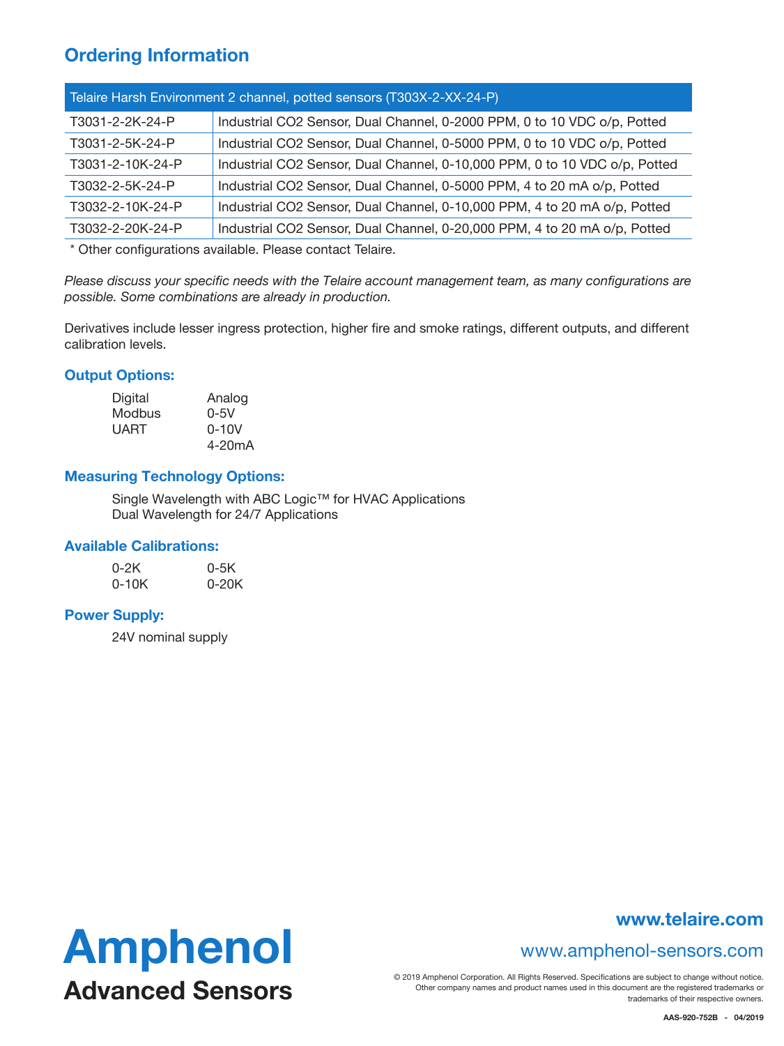## Ordering Information

| Telaire Harsh Environment 2 channel, potted sensors (T303X-2-XX-24-P) | |
|---|---|
| T3031-2-2K-24-P | Industrial CO2 Sensor, Dual Channel, 0-2000 PPM, 0 to 10 VDC o/p, Potted |
| T3031-2-5K-24-P | Industrial CO2 Sensor, Dual Channel, 0-5000 PPM, 0 to 10 VDC o/p, Potted |
| T3031-2-10K-24-P | Industrial CO2 Sensor, Dual Channel, 0-10,000 PPM, 0 to 10 VDC o/p, Potted |
| T3032-2-5K-24-P | Industrial CO2 Sensor, Dual Channel, 0-5000 PPM, 4 to 20 mA o/p, Potted |
| T3032-2-10K-24-P | Industrial CO2 Sensor, Dual Channel, 0-10,000 PPM, 4 to 20 mA o/p, Potted |
| T3032-2-20K-24-P | Industrial CO2 Sensor, Dual Channel, 0-20,000 PPM, 4 to 20 mA o/p, Potted |

\* Other configurations available. Please contact Telaire.

*Please discuss your specific needs with the Telaire account management team, as many configurations are possible. Some combinations are already in production.*

Derivatives include lesser ingress protection, higher fire and smoke ratings, different outputs, and different calibration levels.

### Output Options:

| | |
|---|---|
| Digital | Analog |
| Modbus | 0-5V |
| UART | 0-10V |
| | 4-20mA |

### Measuring Technology Options:

Single Wavelength with ABC Logic™ for HVAC Applications
Dual Wavelength for 24/7 Applications

### Available Calibrations:

| | |
|---|---|
| 0-2K | 0-5K |
| 0-10K | 0-20K |

### Power Supply:

24V nominal supply

**Amphenol**
**Advanced Sensors**

**www.telaire.com**

www.amphenol-sensors.com

© 2019 Amphenol Corporation. All Rights Reserved. Specifications are subject to change without notice. Other company names and product names used in this document are the registered trademarks or trademarks of their respective owners.

AAS-920-752B - 04/2019